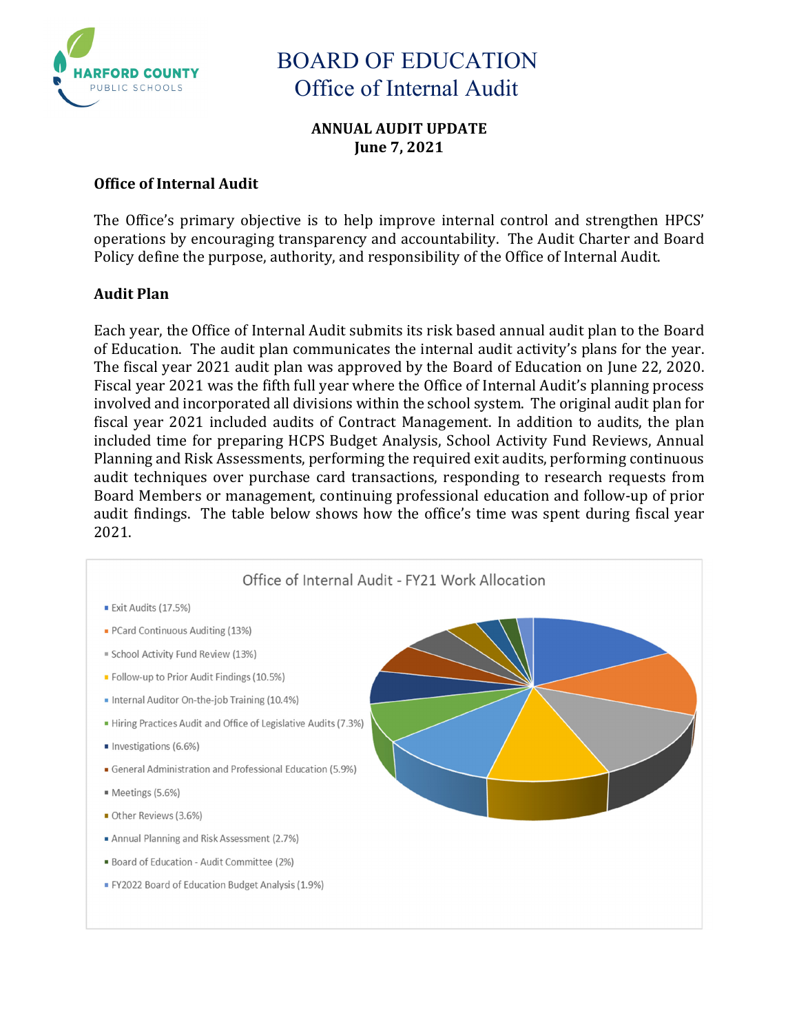# BOARD OF EDUCATION
## Office of Internal Audit

**ANNUAL AUDIT UPDATE**
**June 7, 2021**

### Office of Internal Audit

The Office's primary objective is to help improve internal control and strengthen HPCS' operations by encouraging transparency and accountability. The Audit Charter and Board Policy define the purpose, authority, and responsibility of the Office of Internal Audit.

### Audit Plan

Each year, the Office of Internal Audit submits its risk based annual audit plan to the Board of Education. The audit plan communicates the internal audit activity's plans for the year. The fiscal year 2021 audit plan was approved by the Board of Education on June 22, 2020. Fiscal year 2021 was the fifth full year where the Office of Internal Audit's planning process involved and incorporated all divisions within the school system. The original audit plan for fiscal year 2021 included audits of Contract Management. In addition to audits, the plan included time for preparing HCPS Budget Analysis, School Activity Fund Reviews, Annual Planning and Risk Assessments, performing the required exit audits, performing continuous audit techniques over purchase card transactions, responding to research requests from Board Members or management, continuing professional education and follow-up of prior audit findings. The table below shows how the office's time was spent during fiscal year 2021.

**Office of Internal Audit - FY21 Work Allocation**

- Exit Audits (17.5%)
- PCard Continuous Auditing (13%)
- School Activity Fund Review (13%)
- Follow-up to Prior Audit Findings (10.5%)
- Internal Auditor On-the-job Training (10.4%)
- Hiring Practices Audit and Office of Legislative Audits (7.3%)
- Investigations (6.6%)
- General Administration and Professional Education (5.9%)
- Meetings (5.6%)
- Other Reviews (3.6%)
- Annual Planning and Risk Assessment (2.7%)
- Board of Education - Audit Committee (2%)
- FY2022 Board of Education Budget Analysis (1.9%)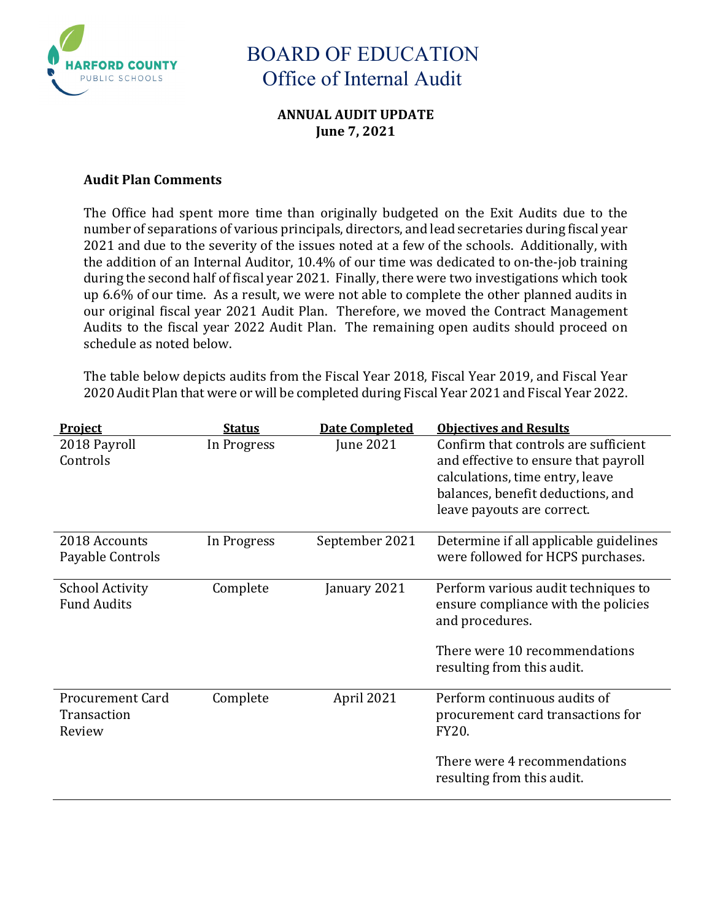# BOARD OF EDUCATION
## Office of Internal Audit

**ANNUAL AUDIT UPDATE**
**June 7, 2021**

**Audit Plan Comments**

The Office had spent more time than originally budgeted on the Exit Audits due to the number of separations of various principals, directors, and lead secretaries during fiscal year 2021 and due to the severity of the issues noted at a few of the schools. Additionally, with the addition of an Internal Auditor, 10.4% of our time was dedicated to on-the-job training during the second half of fiscal year 2021. Finally, there were two investigations which took up 6.6% of our time. As a result, we were not able to complete the other planned audits in our original fiscal year 2021 Audit Plan. Therefore, we moved the Contract Management Audits to the fiscal year 2022 Audit Plan. The remaining open audits should proceed on schedule as noted below.

The table below depicts audits from the Fiscal Year 2018, Fiscal Year 2019, and Fiscal Year 2020 Audit Plan that were or will be completed during Fiscal Year 2021 and Fiscal Year 2022.

| Project | Status | Date Completed | Objectives and Results |
|---|---|---|---|
| 2018 Payroll Controls | In Progress | June 2021 | Confirm that controls are sufficient and effective to ensure that payroll calculations, time entry, leave balances, benefit deductions, and leave payouts are correct. |
| 2018 Accounts Payable Controls | In Progress | September 2021 | Determine if all applicable guidelines were followed for HCPS purchases. |
| School Activity Fund Audits | Complete | January 2021 | Perform various audit techniques to ensure compliance with the policies and procedures.<br><br>There were 10 recommendations resulting from this audit. |
| Procurement Card Transaction Review | Complete | April 2021 | Perform continuous audits of procurement card transactions for FY20.<br><br>There were 4 recommendations resulting from this audit. |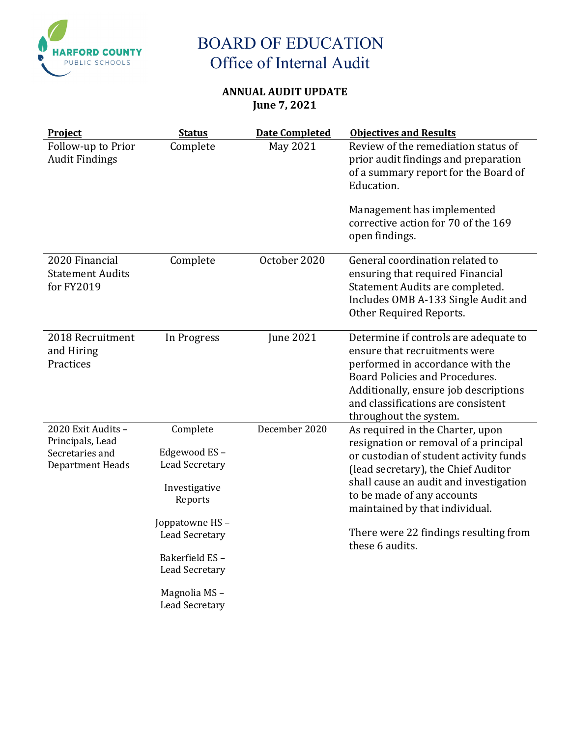# BOARD OF EDUCATION
## Office of Internal Audit

**ANNUAL AUDIT UPDATE**
**June 7, 2021**

| Project | Status | Date Completed | Objectives and Results |
|---|---|---|---|
| Follow-up to Prior Audit Findings | Complete | May 2021 | Review of the remediation status of prior audit findings and preparation of a summary report for the Board of Education.<br><br>Management has implemented corrective action for 70 of the 169 open findings. |
| 2020 Financial Statement Audits for FY2019 | Complete | October 2020 | General coordination related to ensuring that required Financial Statement Audits are completed. Includes OMB A-133 Single Audit and Other Required Reports. |
| 2018 Recruitment and Hiring Practices | In Progress | June 2021 | Determine if controls are adequate to ensure that recruitments were performed in accordance with the Board Policies and Procedures. Additionally, ensure job descriptions and classifications are consistent throughout the system. |
| 2020 Exit Audits – Principals, Lead Secretaries and Department Heads | Complete<br><br>Edgewood ES – Lead Secretary<br><br>Investigative Reports<br><br>Joppatowne HS – Lead Secretary<br><br>Bakerfield ES – Lead Secretary<br><br>Magnolia MS – Lead Secretary | December 2020 | As required in the Charter, upon resignation or removal of a principal or custodian of student activity funds (lead secretary), the Chief Auditor shall cause an audit and investigation to be made of any accounts maintained by that individual.<br><br>There were 22 findings resulting from these 6 audits. |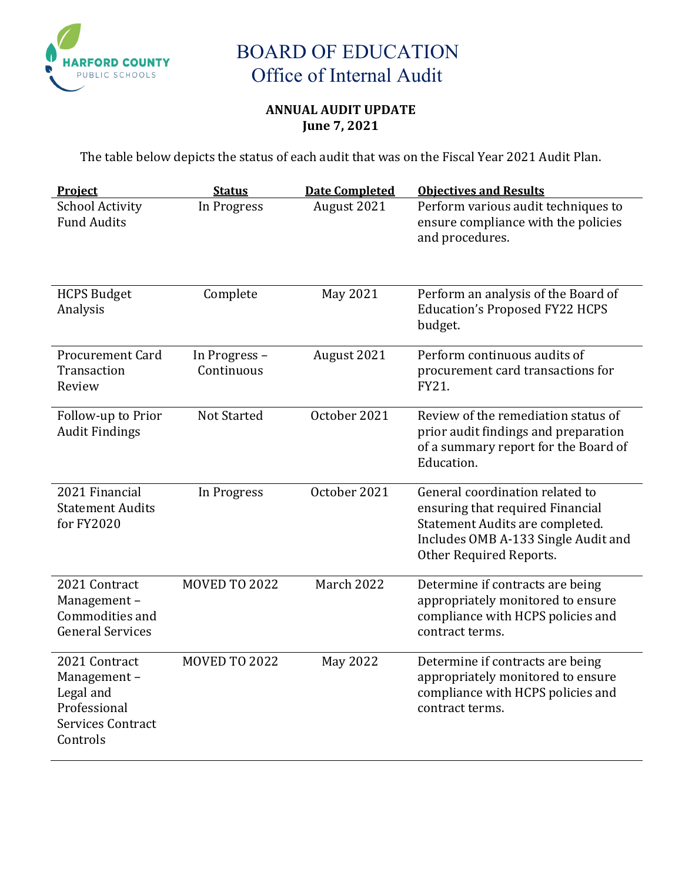HARFORD COUNTY PUBLIC SCHOOLS

# BOARD OF EDUCATION
## Office of Internal Audit

**ANNUAL AUDIT UPDATE**
**June 7, 2021**

The table below depicts the status of each audit that was on the Fiscal Year 2021 Audit Plan.

| Project | Status | Date Completed | Objectives and Results |
|---|---|---|---|
| School Activity Fund Audits | In Progress | August 2021 | Perform various audit techniques to ensure compliance with the policies and procedures. |
| HCPS Budget Analysis | Complete | May 2021 | Perform an analysis of the Board of Education's Proposed FY22 HCPS budget. |
| Procurement Card Transaction Review | In Progress – Continuous | August 2021 | Perform continuous audits of procurement card transactions for FY21. |
| Follow-up to Prior Audit Findings | Not Started | October 2021 | Review of the remediation status of prior audit findings and preparation of a summary report for the Board of Education. |
| 2021 Financial Statement Audits for FY2020 | In Progress | October 2021 | General coordination related to ensuring that required Financial Statement Audits are completed. Includes OMB A-133 Single Audit and Other Required Reports. |
| 2021 Contract Management – Commodities and General Services | MOVED TO 2022 | March 2022 | Determine if contracts are being appropriately monitored to ensure compliance with HCPS policies and contract terms. |
| 2021 Contract Management – Legal and Professional Services Contract Controls | MOVED TO 2022 | May 2022 | Determine if contracts are being appropriately monitored to ensure compliance with HCPS policies and contract terms. |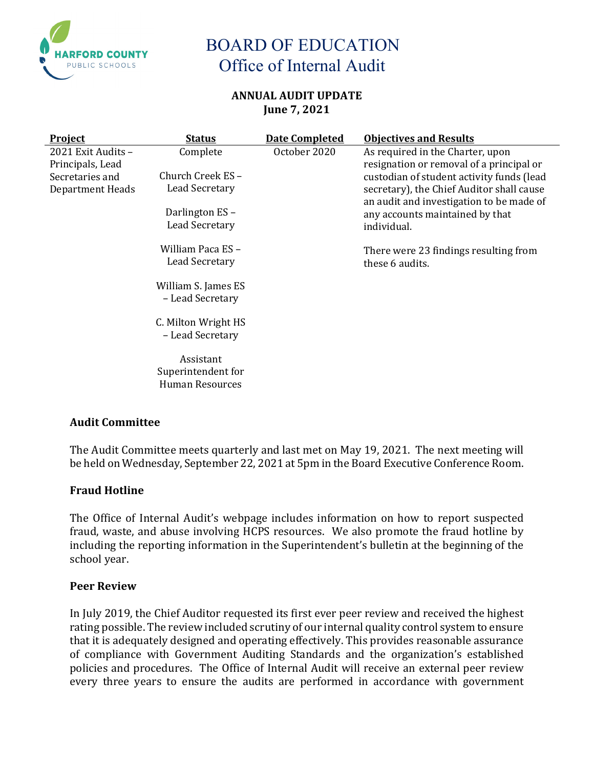# BOARD OF EDUCATION
## Office of Internal Audit

**ANNUAL AUDIT UPDATE**
**June 7, 2021**

| Project | Status | Date Completed | Objectives and Results |
|---|---|---|---|
| 2021 Exit Audits – Principals, Lead Secretaries and Department Heads | Complete<br><br>Church Creek ES – Lead Secretary<br><br>Darlington ES – Lead Secretary<br><br>William Paca ES – Lead Secretary<br><br>William S. James ES – Lead Secretary<br><br>C. Milton Wright HS – Lead Secretary<br><br>Assistant Superintendent for Human Resources | October 2020 | As required in the Charter, upon resignation or removal of a principal or custodian of student activity funds (lead secretary), the Chief Auditor shall cause an audit and investigation to be made of any accounts maintained by that individual.<br><br>There were 23 findings resulting from these 6 audits. |

### Audit Committee

The Audit Committee meets quarterly and last met on May 19, 2021. The next meeting will be held on Wednesday, September 22, 2021 at 5pm in the Board Executive Conference Room.

### Fraud Hotline

The Office of Internal Audit's webpage includes information on how to report suspected fraud, waste, and abuse involving HCPS resources. We also promote the fraud hotline by including the reporting information in the Superintendent's bulletin at the beginning of the school year.

### Peer Review

In July 2019, the Chief Auditor requested its first ever peer review and received the highest rating possible. The review included scrutiny of our internal quality control system to ensure that it is adequately designed and operating effectively. This provides reasonable assurance of compliance with Government Auditing Standards and the organization's established policies and procedures. The Office of Internal Audit will receive an external peer review every three years to ensure the audits are performed in accordance with government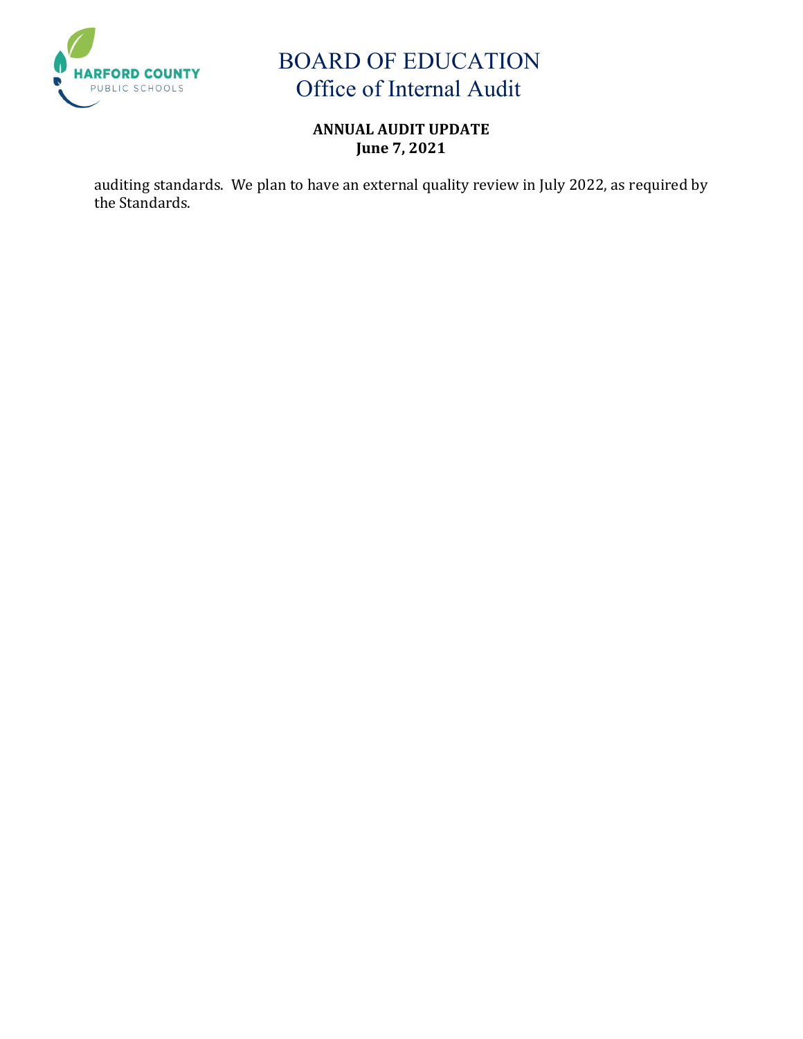auditing standards. We plan to have an external quality review in July 2022, as required by the Standards.